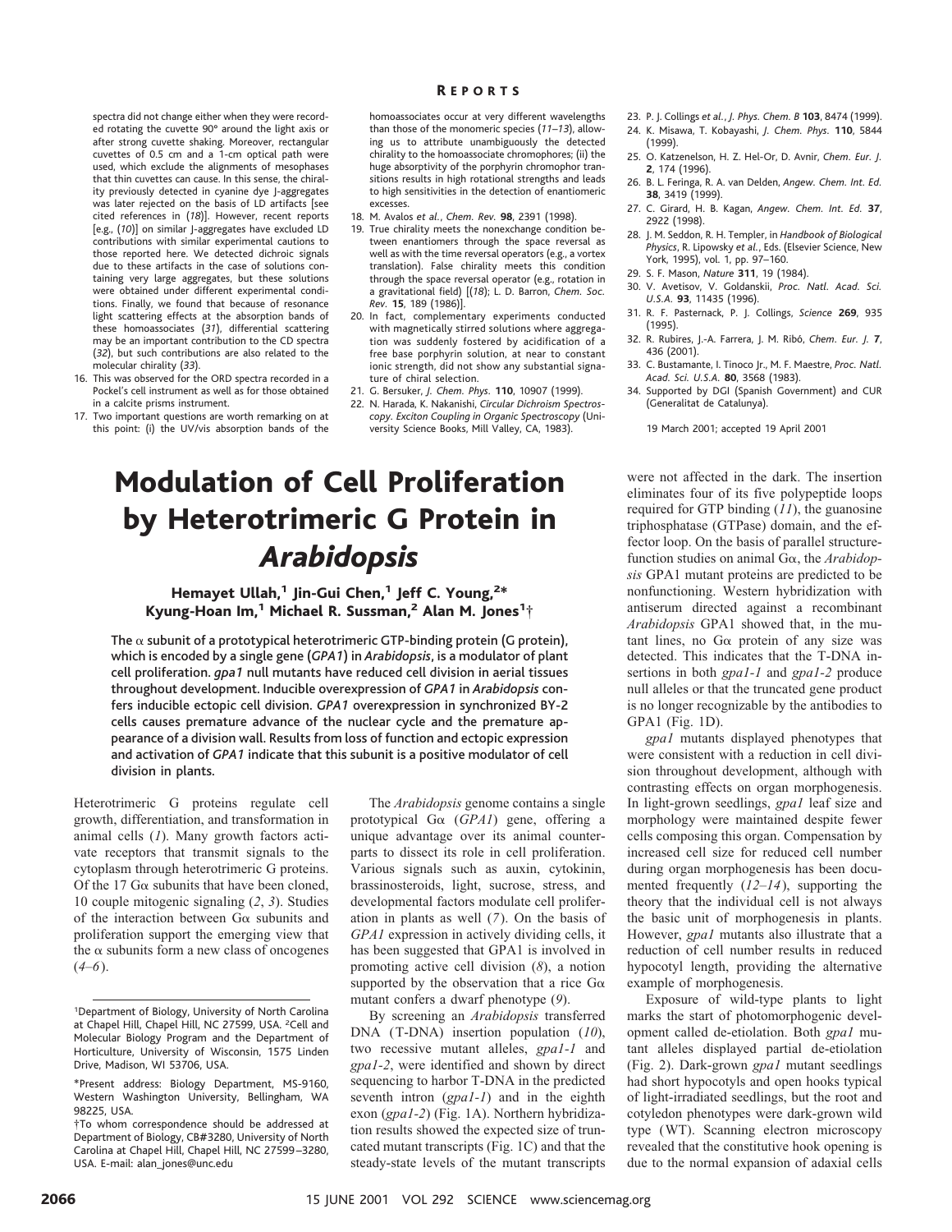spectra did not change either when they were recorded rotating the cuvette 90° around the light axis or after strong cuvette shaking. Moreover, rectangular cuvettes of 0.5 cm and a 1-cm optical path were used, which exclude the alignments of mesophases that thin cuvettes can cause. In this sense, the chirality previously detected in cyanine dye J-aggregates was later rejected on the basis of LD artifacts [see cited references in (*18*)]. However, recent reports [e.g., (*10*)] on similar J-aggregates have excluded LD contributions with similar experimental cautions to those reported here. We detected dichroic signals due to these artifacts in the case of solutions containing very large aggregates, but these solutions were obtained under different experimental conditions. Finally, we found that because of resonance light scattering effects at the absorption bands of these homoassociates (*31*), differential scattering may be an important contribution to the CD spectra (*32*), but such contributions are also related to the molecular chirality (*33*).

16. This was observed for the ORD spectra recorded in a Pockel's cell instrument as well as for those obtained in a calcite prisms instrument.
17. Two important questions are worth remarking on at this point: (i) the UV/vis absorption bands of the homoassociates occur at very different wavelengths than those of the monomeric species (*11–13*), allowing us to attribute unambiguously the detected chirality to the homoassociate chromophores; (ii) the huge absorptivity of the porphyrin chromophor transitions results in high rotational strengths and leads to high sensitivities in the detection of enantiomeric excesses.
18. M. Avalos *et al.*, *Chem. Rev.* **98**, 2391 (1998).
19. True chirality meets the nonexchange condition between enantiomers through the space reversal as well as with the time reversal operators (e.g., a vortex translation). False chirality meets this condition through the space reversal operator (e.g., rotation in a gravitational field) [(*18*); L. D. Barron, *Chem. Soc. Rev.* **15**, 189 (1986)].
20. In fact, complementary experiments conducted with magnetically stirred solutions where aggregation was suddenly fostered by acidification of a free base porphyrin solution, at near to constant ionic strength, did not show any substantial signature of chiral selection.
21. G. Bersuker, *J. Chem. Phys.* **110**, 10907 (1999).
22. N. Harada, K. Nakanishi, *Circular Dichroism Spectroscopy. Exciton Coupling in Organic Spectroscopy* (University Science Books, Mill Valley, CA, 1983).
23. P. J. Collings *et al.*, *J. Phys. Chem. B* **103**, 8474 (1999).
24. K. Misawa, T. Kobayashi, *J. Chem. Phys.* **110**, 5844 (1999).
25. O. Katzenelson, H. Z. Hel-Or, D. Avnir, *Chem. Eur. J.* **2**, 174 (1996).
26. B. L. Feringa, R. A. van Delden, *Angew. Chem. Int. Ed.* **38**, 3419 (1999).
27. C. Girard, H. B. Kagan, *Angew. Chem. Int. Ed.* **37**, 2922 (1998).
28. J. M. Seddon, R. H. Templer, in *Handbook of Biological Physics*, R. Lipowsky *et al.*, Eds. (Elsevier Science, New York, 1995), vol. 1, pp. 97–160.
29. S. F. Mason, *Nature* **311**, 19 (1984).
30. V. Avetisov, V. Goldanskii, *Proc. Natl. Acad. Sci. U.S.A.* **93**, 11435 (1996).
31. R. F. Pasternack, P. J. Collings, *Science* **269**, 935 (1995).
32. R. Rubires, J.-A. Farrera, J. M. Ribó, *Chem. Eur. J.* **7**, 436 (2001).
33. C. Bustamante, I. Tinoco Jr., M. F. Maestre, *Proc. Natl. Acad. Sci. U.S.A.* **80**, 3568 (1983).
34. Supported by DGI (Spanish Government) and CUR (Generalitat de Catalunya).

19 March 2001; accepted 19 April 2001

# Modulation of Cell Proliferation by Heterotrimeric G Protein in *Arabidopsis*

**Hemayet Ullah,[1] Jin-Gui Chen,[1] Jeff C. Young,[2*] Kyung-Hoan Im,[1] Michael R. Sussman,[2] Alan M. Jones[1†]**

**The α subunit of a prototypical heterotrimeric GTP-binding protein (G protein), which is encoded by a single gene (*GPA1*) in *Arabidopsis*, is a modulator of plant cell proliferation. *gpa1* null mutants have reduced cell division in aerial tissues throughout development. Inducible overexpression of *GPA1* in *Arabidopsis* confers inducible ectopic cell division. *GPA1* overexpression in synchronized BY-2 cells causes premature advance of the nuclear cycle and the premature appearance of a division wall. Results from loss of function and ectopic expression and activation of *GPA1* indicate that this subunit is a positive modulator of cell division in plants.**

Heterotrimeric G proteins regulate cell growth, differentiation, and transformation in animal cells (*1*). Many growth factors activate receptors that transmit signals to the cytoplasm through heterotrimeric G proteins. Of the 17 Gα subunits that have been cloned, 10 couple mitogenic signaling (*2*, *3*). Studies of the interaction between Gα subunits and proliferation support the emerging view that the α subunits form a new class of oncogenes (*4–6*).

The *Arabidopsis* genome contains a single prototypical Gα (*GPA1*) gene, offering a unique advantage over its animal counterparts to dissect its role in cell proliferation. Various signals such as auxin, cytokinin, brassinosteroids, light, sucrose, stress, and developmental factors modulate cell proliferation in plants as well (*7*). On the basis of *GPA1* expression in actively dividing cells, it has been suggested that GPA1 is involved in promoting active cell division (*8*), a notion supported by the observation that a rice Gα mutant confers a dwarf phenotype (*9*).

By screening an *Arabidopsis* transferred DNA (T-DNA) insertion population (*10*), two recessive mutant alleles, *gpa1-1* and *gpa1-2*, were identified and shown by direct sequencing to harbor T-DNA in the predicted seventh intron (*gpa1-1*) and in the eighth exon (*gpa1-2*) (Fig. 1A). Northern hybridization results showed the expected size of truncated mutant transcripts (Fig. 1C) and that the steady-state levels of the mutant transcripts were not affected in the dark. The insertion eliminates four of its five polypeptide loops required for GTP binding (*11*), the guanosine triphosphatase (GTPase) domain, and the effector loop. On the basis of parallel structure-function studies on animal Gα, the *Arabidopsis* GPA1 mutant proteins are predicted to be nonfunctioning. Western hybridization with antiserum directed against a recombinant *Arabidopsis* GPA1 showed that, in the mutant lines, no Gα protein of any size was detected. This indicates that the T-DNA insertions in both *gpa1-1* and *gpa1-2* produce null alleles or that the truncated gene product is no longer recognizable by the antibodies to GPA1 (Fig. 1D).

*gpa1* mutants displayed phenotypes that were consistent with a reduction in cell division throughout development, although with contrasting effects on organ morphogenesis. In light-grown seedlings, *gpa1* leaf size and morphology were maintained despite fewer cells composing this organ. Compensation by increased cell size for reduced cell number during organ morphogenesis has been documented frequently (*12–14*), supporting the theory that the individual cell is not always the basic unit of morphogenesis in plants. However, *gpa1* mutants also illustrate that a reduction of cell number results in reduced hypocotyl length, providing the alternative example of morphogenesis.

Exposure of wild-type plants to light marks the start of photomorphogenic development called de-etiolation. Both *gpa1* mutant alleles displayed partial de-etiolation (Fig. 2). Dark-grown *gpa1* mutant seedlings had short hypocotyls and open hooks typical of light-irradiated seedlings, but the root and cotyledon phenotypes were dark-grown wild type (WT). Scanning electron microscopy revealed that the constitutive hook opening is due to the normal expansion of adaxial cells

[1]Department of Biology, University of North Carolina at Chapel Hill, Chapel Hill, NC 27599, USA. [2]Cell and Molecular Biology Program and the Department of Horticulture, University of Wisconsin, 1575 Linden Drive, Madison, WI 53706, USA.

*Present address: Biology Department, MS-9160, Western Washington University, Bellingham, WA 98225, USA.

†To whom correspondence should be addressed at Department of Biology, CB#3280, University of North Carolina at Chapel Hill, Chapel Hill, NC 27599–3280, USA. E-mail: alan_jones@unc.edu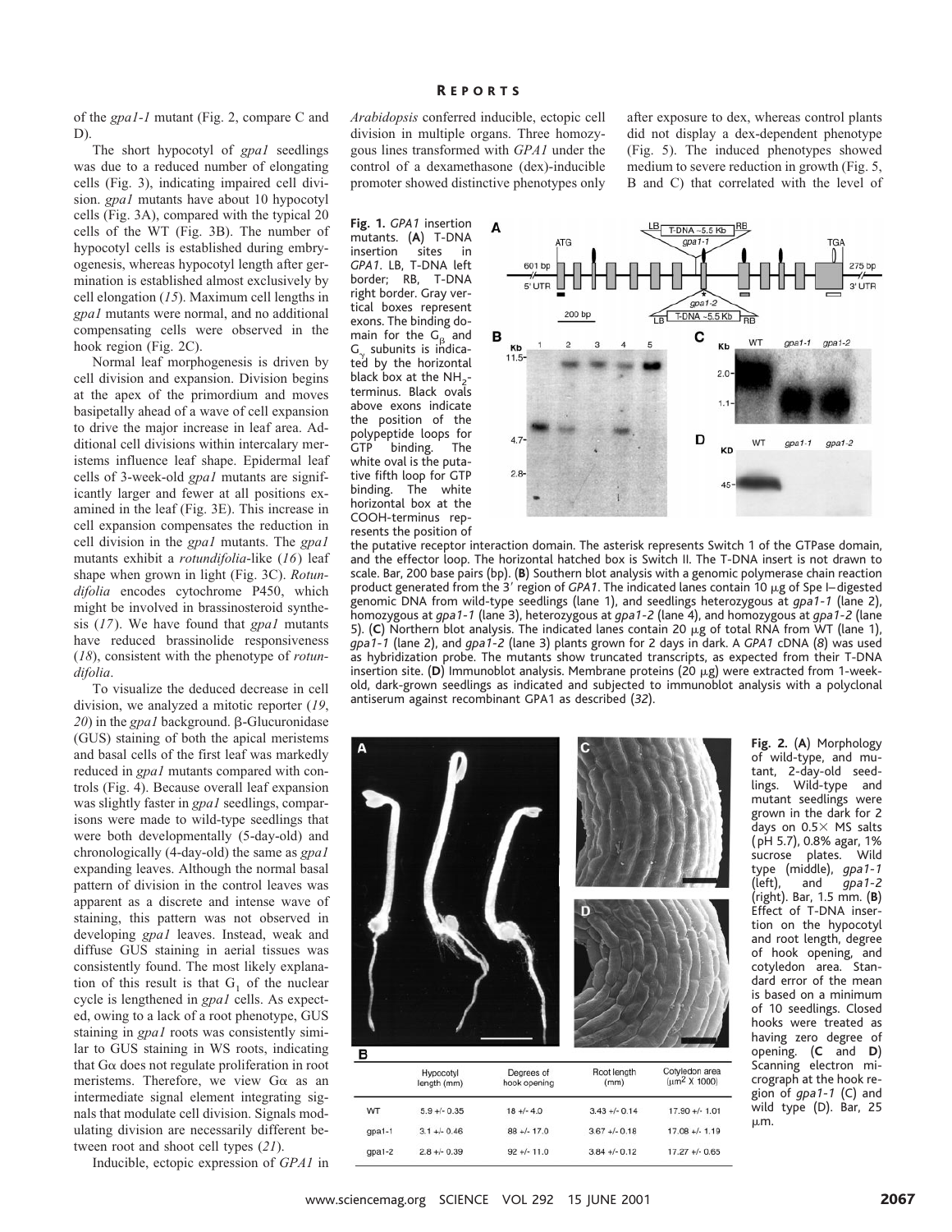of the *gpa1-1* mutant (Fig. 2, compare C and D).

The short hypocotyl of *gpa1* seedlings was due to a reduced number of elongating cells (Fig. 3), indicating impaired cell division. *gpa1* mutants have about 10 hypocotyl cells (Fig. 3A), compared with the typical 20 cells of the WT (Fig. 3B). The number of hypocotyl cells is established during embryogenesis, whereas hypocotyl length after germination is established almost exclusively by cell elongation (*15*). Maximum cell lengths in *gpa1* mutants were normal, and no additional compensating cells were observed in the hook region (Fig. 2C).

Normal leaf morphogenesis is driven by cell division and expansion. Division begins at the apex of the primordium and moves basipetally ahead of a wave of cell expansion to drive the major increase in leaf area. Additional cell divisions within intercalary meristems influence leaf shape. Epidermal leaf cells of 3-week-old *gpa1* mutants are significantly larger and fewer at all positions examined in the leaf (Fig. 3E). This increase in cell expansion compensates the reduction in cell division in the *gpa1* mutants. The *gpa1* mutants exhibit a *rotundifolia*-like (*16*) leaf shape when grown in light (Fig. 3C). *Rotundifolia* encodes cytochrome P450, which might be involved in brassinosteroid synthesis (*17*). We have found that *gpa1* mutants have reduced brassinolide responsiveness (*18*), consistent with the phenotype of *rotundifolia*.

To visualize the deduced decrease in cell division, we analyzed a mitotic reporter (*19*, *20*) in the *gpa1* background. β-Glucuronidase (GUS) staining of both the apical meristems and basal cells of the first leaf was markedly reduced in *gpa1* mutants compared with controls (Fig. 4). Because overall leaf expansion was slightly faster in *gpa1* seedlings, comparisons were made to wild-type seedlings that were both developmentally (5-day-old) and chronologically (4-day-old) the same as *gpa1* expanding leaves. Although the normal basal pattern of division in the control leaves was apparent as a discrete and intense wave of staining, this pattern was not observed in developing *gpa1* leaves. Instead, weak and diffuse GUS staining in aerial tissues was consistently found. The most likely explanation of this result is that $G_1$ of the nuclear cycle is lengthened in *gpa1* cells. As expected, owing to a lack of a root phenotype, GUS staining in *gpa1* roots was consistently similar to GUS staining in WS roots, indicating that Gα does not regulate proliferation in root meristems. Therefore, we view Gα as an intermediate signal element integrating signals that modulate cell division. Signals modulating division are necessarily different between root and shoot cell types (*21*).

Inducible, ectopic expression of *GPA1* in *Arabidopsis* conferred inducible, ectopic cell division in multiple organs. Three homozygous lines transformed with *GPA1* under the control of a dexamethasone (dex)-inducible promoter showed distinctive phenotypes only after exposure to dex, whereas control plants did not display a dex-dependent phenotype (Fig. 5). The induced phenotypes showed medium to severe reduction in growth (Fig. 5, B and C) that correlated with the level of

**Fig. 1.** *GPA1* insertion mutants. (**A**) T-DNA insertion sites in *GPA1*. LB, T-DNA left border; RB, T-DNA right border. Gray vertical boxes represent exons. The binding domain for the $G_\beta$ and $G_\gamma$ subunits is indicated by the horizontal black box at the $NH_2$-terminus. Black ovals above exons indicate the position of the polypeptide loops for GTP binding. The white oval is the putative fifth loop for GTP binding. The white horizontal box at the COOH-terminus represents the position of the putative receptor interaction domain. The asterisk represents Switch 1 of the GTPase domain, and the effector loop. The horizontal hatched box is Switch II. The T-DNA insert is not drawn to scale. Bar, 200 base pairs (bp). (**B**) Southern blot analysis with a genomic polymerase chain reaction product generated from the 3′ region of *GPA1*. The indicated lanes contain 10 μg of Spe I–digested genomic DNA from wild-type seedlings (lane 1), and seedlings heterozygous at *gpa1-1* (lane 2), homozygous at *gpa1-1* (lane 3), heterozygous at *gpa1-2* (lane 4), and homozygous at *gpa1-2* (lane 5). (**C**) Northern blot analysis. The indicated lanes contain 20 μg of total RNA from WT (lane 1), *gpa1-1* (lane 2), and *gpa1-2* (lane 3) plants grown for 2 days in dark. A *GPA1* cDNA (*8*) was used as hybridization probe. The mutants show truncated transcripts, as expected from their T-DNA insertion site. (**D**) Immunoblot analysis. Membrane proteins (20 μg) were extracted from 1-week-old, dark-grown seedlings as indicated and subjected to immunoblot analysis with a polyclonal antiserum against recombinant GPA1 as described (*32*).

| | Hypocotyl length (mm) | Degrees of hook opening | Root length (mm) | Cotyledon area ($\mu m^2$ X 1000) |
|---|---|---|---|---|
| WT | 5.9 +/- 0.35 | 18 +/- 4.0 | 3.43 +/- 0.14 | 17.90 +/- 1.01 |
| gpa1-1 | 3.1 +/- 0.46 | 88 +/- 17.0 | 3.67 +/- 0.18 | 17.08 +/- 1.19 |
| gpa1-2 | 2.8 +/- 0.39 | 92 +/- 11.0 | 3.84 +/- 0.12 | 17.27 +/- 0.65 |

**Fig. 2.** (**A**) Morphology of wild-type, and mutant, 2-day-old seedlings. Wild-type and mutant seedlings were grown in the dark for 2 days on 0.5× MS salts (pH 5.7), 0.8% agar, 1% sucrose plates. Wild type (middle), *gpa1-1* (left), and *gpa1-2* (right). Bar, 1.5 mm. (**B**) Effect of T-DNA insertion on the hypocotyl and root length, degree of hook opening, and cotyledon area. Standard error of the mean is based on a minimum of 10 seedlings. Closed hooks were treated as having zero degree of opening. (**C** and **D**) Scanning electron micrograph at the hook region of *gpa1-1* (C) and wild type (D). Bar, 25 μm.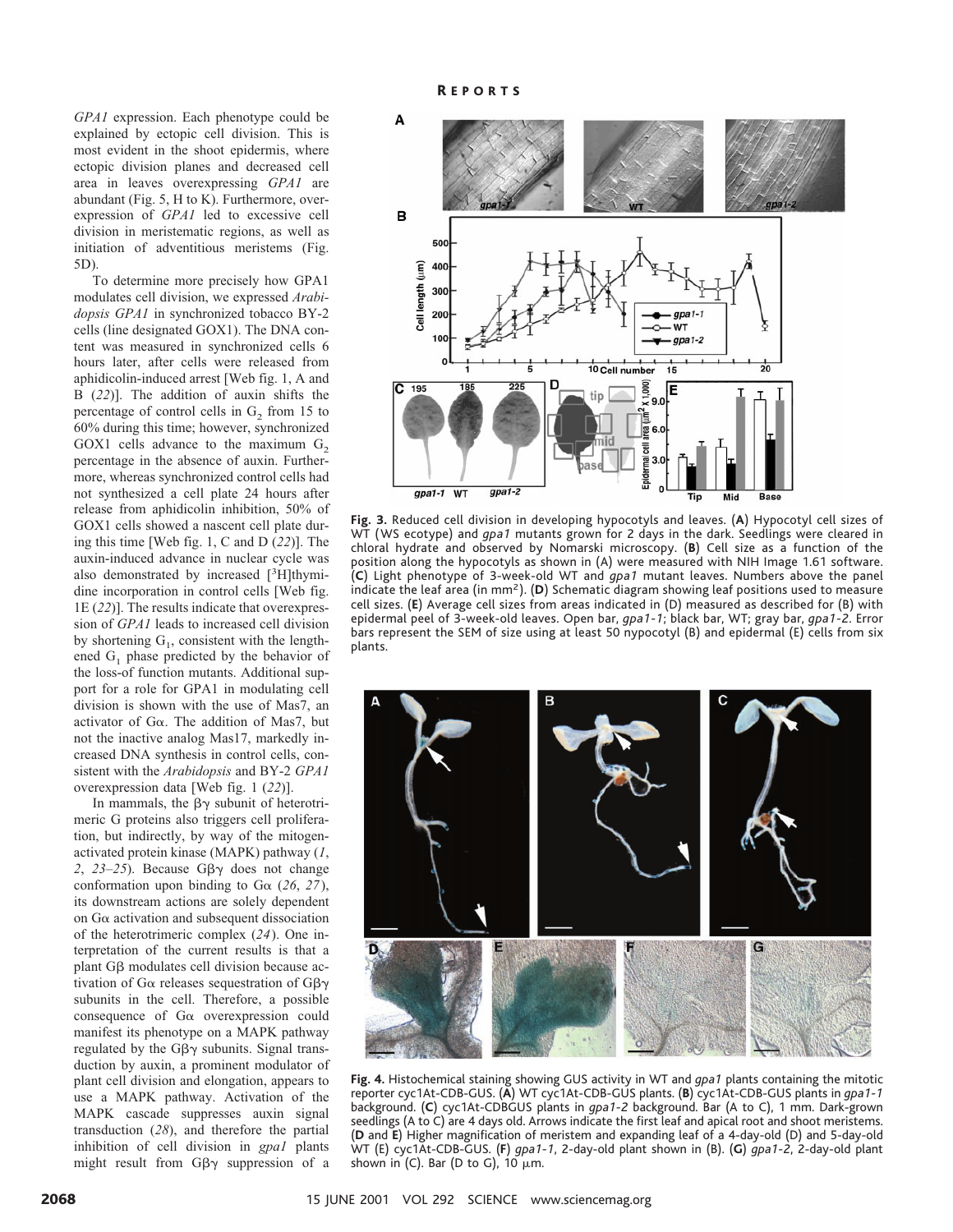*GPA1* expression. Each phenotype could be explained by ectopic cell division. This is most evident in the shoot epidermis, where ectopic division planes and decreased cell area in leaves overexpressing *GPA1* are abundant (Fig. 5, H to K). Furthermore, overexpression of *GPA1* led to excessive cell division in meristematic regions, as well as initiation of adventitious meristems (Fig. 5D).

To determine more precisely how GPA1 modulates cell division, we expressed *Arabidopsis GPA1* in synchronized tobacco BY-2 cells (line designated GOX1). The DNA content was measured in synchronized cells 6 hours later, after cells were released from aphidicolin-induced arrest [Web fig. 1, A and B (*22*)]. The addition of auxin shifts the percentage of control cells in $G_2$ from 15 to 60% during this time; however, synchronized GOX1 cells advance to the maximum $G_2$ percentage in the absence of auxin. Furthermore, whereas synchronized control cells had not synthesized a cell plate 24 hours after release from aphidicolin inhibition, 50% of GOX1 cells showed a nascent cell plate during this time [Web fig. 1, C and D (*22*)]. The auxin-induced advance in nuclear cycle was also demonstrated by increased [$^3$H]thymidine incorporation in control cells [Web fig. 1E (*22*)]. The results indicate that overexpression of *GPA1* leads to increased cell division by shortening $G_1$, consistent with the lengthened $G_1$ phase predicted by the behavior of the loss-of-function mutants. Additional support for a role for GPA1 in modulating cell division is shown with the use of Mas7, an activator of Gα. The addition of Mas7, but not the inactive analog Mas17, markedly increased DNA synthesis in control cells, consistent with the *Arabidopsis* and BY-2 *GPA1* overexpression data [Web fig. 1 (*22*)].

In mammals, the βγ subunit of heterotrimeric G proteins also triggers cell proliferation, but indirectly, by way of the mitogen-activated protein kinase (MAPK) pathway (*1*, *2*, *23*–*25*). Because Gβγ does not change conformation upon binding to Gα (*26*, *27*), its downstream actions are solely dependent on Gα activation and subsequent dissociation of the heterotrimeric complex (*24*). One interpretation of the current results is that a plant Gβ modulates cell division because activation of Gα releases sequestration of Gβγ subunits in the cell. Therefore, a possible consequence of Gα overexpression could manifest its phenotype on a MAPK pathway regulated by the Gβγ subunits. Signal transduction by auxin, a prominent modulator of plant cell division and elongation, appears to use a MAPK pathway. Activation of the MAPK cascade suppresses auxin signal transduction (*28*), and therefore the partial inhibition of cell division in *gpa1* plants might result from Gβγ suppression of a

**Fig. 3.** Reduced cell division in developing hypocotyls and leaves. (**A**) Hypocotyl cell sizes of WT (WS ecotype) and *gpa1* mutants grown for 2 days in the dark. Seedlings were cleared in chloral hydrate and observed by Nomarski microscopy. (**B**) Cell size as a function of the position along the hypocotyls as shown in (A) were measured with NIH Image 1.61 software. (**C**) Light phenotype of 3-week-old WT and *gpa1* mutant leaves. Numbers above the panel indicate the leaf area (in mm$^2$). (**D**) Schematic diagram showing leaf positions used to measure cell sizes. (**E**) Average cell sizes from areas indicated in (D) measured as described for (B) with epidermal peel of 3-week-old leaves. Open bar, *gpa1-1*; black bar, WT; gray bar, *gpa1-2*. Error bars represent the SEM of size using at least 50 nypocotyl (B) and epidermal (E) cells from six plants.

**Fig. 4.** Histochemical staining showing GUS activity in WT and *gpa1* plants containing the mitotic reporter cyc1At-CDB-GUS. (**A**) WT cyc1At-CDB-GUS plants. (**B**) cyc1At-CDB-GUS plants in *gpa1-1* background. (**C**) cyc1At-CDBGUS plants in *gpa1-2* background. Bar (A to C), 1 mm. Dark-grown seedlings (A to C) are 4 days old. Arrows indicate the first leaf and apical root and shoot meristems. (**D** and **E**) Higher magnification of meristem and expanding leaf of a 4-day-old (D) and 5-day-old WT (E) cyc1At-CDBGUS. (**F**) *gpa1-1*, 2-day-old plant shown in (B). (**G**) *gpa1-2*, 2-day-old plant shown in (C). Bar (D to G), 10 μm.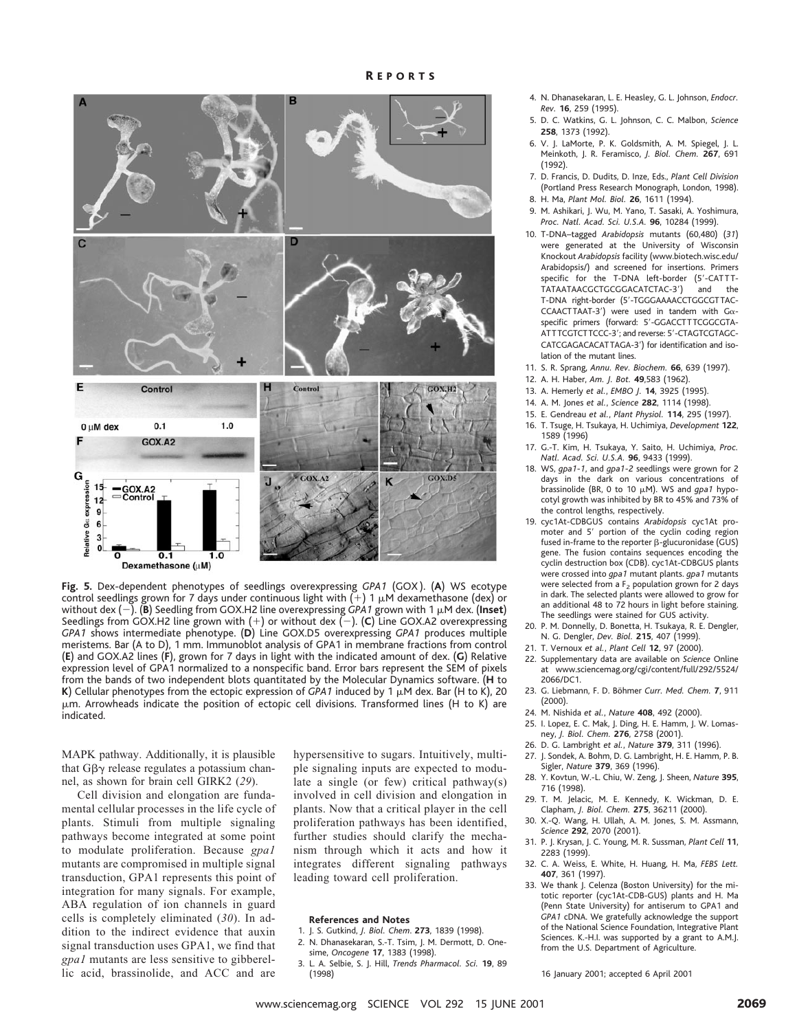**Fig. 5.** Dex-dependent phenotypes of seedlings overexpressing *GPA1* (GOX). (**A**) WS ecotype control seedlings grown for 7 days under continuous light with (+) 1 μM dexamethasone (dex) or without dex (−). (**B**) Seedling from GOX.H2 line overexpressing *GPA1* grown with 1 μM dex. (**Inset**) Seedlings from GOX.H2 line grown with (+) or without dex (−). (**C**) Line GOX.A2 overexpressing *GPA1* shows intermediate phenotype. (**D**) Line GOX.D5 overexpressing *GPA1* produces multiple meristems. Bar (A to D), 1 mm. Immunoblot analysis of GPA1 in membrane fractions from control (**E**) and GOX.A2 lines (**F**), grown for 7 days in light with the indicated amount of dex. (**G**) Relative expression level of GPA1 normalized to a nonspecific band. Error bars represent the SEM of pixels from the bands of two independent blots quantitated by the Molecular Dynamics software. (**H** to **K**) Cellular phenotypes from the ectopic expression of *GPA1* induced by 1 μM dex. Bar (H to K), 20 μm. Arrowheads indicate the position of ectopic cell divisions. Transformed lines (H to K) are indicated.

MAPK pathway. Additionally, it is plausible that Gβγ release regulates a potassium channel, as shown for brain cell GIRK2 (*29*).

Cell division and elongation are fundamental cellular processes in the life cycle of plants. Stimuli from multiple signaling pathways become integrated at some point to modulate proliferation. Because *gpa1* mutants are compromised in multiple signal transduction, GPA1 represents this point of integration for many signals. For example, ABA regulation of ion channels in guard cells is completely eliminated (*30*). In addition to the indirect evidence that auxin signal transduction uses GPA1, we find that *gpa1* mutants are less sensitive to gibberellic acid, brassinolide, and ACC and are hypersensitive to sugars. Intuitively, multiple signaling inputs are expected to modulate a single (or few) critical pathway(s) involved in cell division and elongation in plants. Now that a critical player in the cell proliferation pathways has been identified, further studies should clarify the mechanism through which it acts and how it integrates different signaling pathways leading toward cell proliferation.

### References and Notes

1. J. S. Gutkind, *J. Biol. Chem.* **273**, 1839 (1998).
2. N. Dhanasekaran, S.-T. Tsim, J. M. Dermott, D. Onesime, *Oncogene* **17**, 1383 (1998).
3. L. A. Selbie, S. J. Hill, *Trends Pharmacol. Sci.* **19**, 89 (1998)
4. N. Dhanasekaran, L. E. Heasley, G. L. Johnson, *Endocr. Rev.* **16**, 259 (1995).
5. D. C. Watkins, G. L. Johnson, C. C. Malbon, *Science* **258**, 1373 (1992).
6. V. J. LaMorte, P. K. Goldsmith, A. M. Spiegel, J. L. Meinkoth, J. R. Feramisco, *J. Biol. Chem.* **267**, 691 (1992).
7. D. Francis, D. Dudits, D. Inze, Eds., *Plant Cell Division* (Portland Press Research Monograph, London, 1998).
8. H. Ma, *Plant Mol. Biol.* **26**, 1611 (1994).
9. M. Ashikari, J. Wu, M. Yano, T. Sasaki, A. Yoshimura, *Proc. Natl. Acad. Sci. U.S.A.* **96**, 10284 (1999).
10. T-DNA–tagged *Arabidopsis* mutants (60,480) (*31*) were generated at the University of Wisconsin Knockout *Arabidopsis* facility (www.biotech.wisc.edu/Arabidopsis/) and screened for insertions. Primers specific for the T-DNA left-border (5′-CATTTTATAATAACGCTGCGGACATCTAC-3′) and the T-DNA right-border (5′-TGGGAAAACCTGGCGTTACCCAACTTAAT-3′) were used in tandem with Gα-specific primers (forward: 5′-GGACCTTTCGGCGTAATTTCGTCTTCCC-3′; and reverse: 5′-CTAGTCGTAGCCATCGAGACACATTAGA-3′) for identification and isolation of the mutant lines.
11. S. R. Sprang, *Annu. Rev. Biochem.* **66**, 639 (1997).
12. A. H. Haber, *Am. J. Bot.* **49**,583 (1962).
13. A. Hemerly *et al.*, *EMBO J.* **14**, 3925 (1995).
14. A. M. Jones *et al.*, *Science* **282**, 1114 (1998).
15. E. Gendreau *et al.*, *Plant Physiol.* **114**, 295 (1997).
16. T. Tsuge, H. Tsukaya, H. Uchimiya, *Development* **122**, 1589 (1996)
17. G.-T. Kim, H. Tsukaya, Y. Saito, H. Uchimiya, *Proc. Natl. Acad. Sci. U.S.A.* **96**, 9433 (1999).
18. WS, *gpa1-1*, and *gpa1-2* seedlings were grown for 2 days in the dark on various concentrations of brassinolide (BR, 0 to 10 μM). WS and *gpa1* hypocotyl growth was inhibited by BR to 45% and 73% of the control lengths, respectively.
19. cyc1At-CDBGUS contains *Arabidopsis* cyc1At promoter and 5′ portion of the cyclin coding region fused in-frame to the reporter β-glucuronidase (GUS) gene. The fusion contains sequences encoding the cyclin destruction box (CDB). cyc1At-CDBGUS plants were crossed into *gpa1* mutant plants. *gpa1* mutants were selected from a $F_2$ population grown for 2 days in dark. The selected plants were allowed to grow for an additional 48 to 72 hours in light before staining. The seedlings were stained for GUS activity.
20. P. M. Donnelly, D. Bonetta, H. Tsukaya, R. E. Dengler, N. G. Dengler, *Dev. Biol.* **215**, 407 (1999).
21. T. Vernoux *et al.*, *Plant Cell* **12**, 97 (2000).
22. Supplementary data are available on *Science* Online at www.sciencemag.org/cgi/content/full/292/5524/2066/DC1.
23. G. Liebmann, F. D. Böhmer *Curr. Med. Chem.* **7**, 911 (2000).
24. M. Nishida *et al.*, *Nature* **408**, 492 (2000).
25. I. Lopez, E. C. Mak, J. Ding, H. E. Hamm, J. W. Lomasney, *J. Biol. Chem.* **276**, 2758 (2001).
26. D. G. Lambright *et al.*, *Nature* **379**, 311 (1996).
27. J. Sondek, A. Bohm, D. G. Lambright, H. E. Hamm, P. B. Sigler, *Nature* **379**, 369 (1996).
28. Y. Kovtun, W.-L. Chiu, W. Zeng, J. Sheen, *Nature* **395**, 716 (1998).
29. T. M. Jelacic, M. E. Kennedy, K. Wickman, D. E. Clapham, *J. Biol. Chem.* **275**, 36211 (2000).
30. X.-Q. Wang, H. Ullah, A. M. Jones, S. M. Assmann, *Science* **292**, 2070 (2001).
31. P. J. Krysan, J. C. Young, M. R. Sussman, *Plant Cell* **11**, 2283 (1999).
32. C. A. Weiss, E. White, H. Huang, H. Ma, *FEBS Lett.* **407**, 361 (1997).
33. We thank J. Celenza (Boston University) for the mitotic reporter (cyc1At-CDB-GUS) plants and H. Ma (Penn State University) for antiserum to GPA1 and *GPA1* cDNA. We gratefully acknowledge the support of the National Science Foundation, Integrative Plant Sciences. K.-H.I. was supported by a grant to A.M.J. from the U.S. Department of Agriculture.

16 January 2001; accepted 6 April 2001